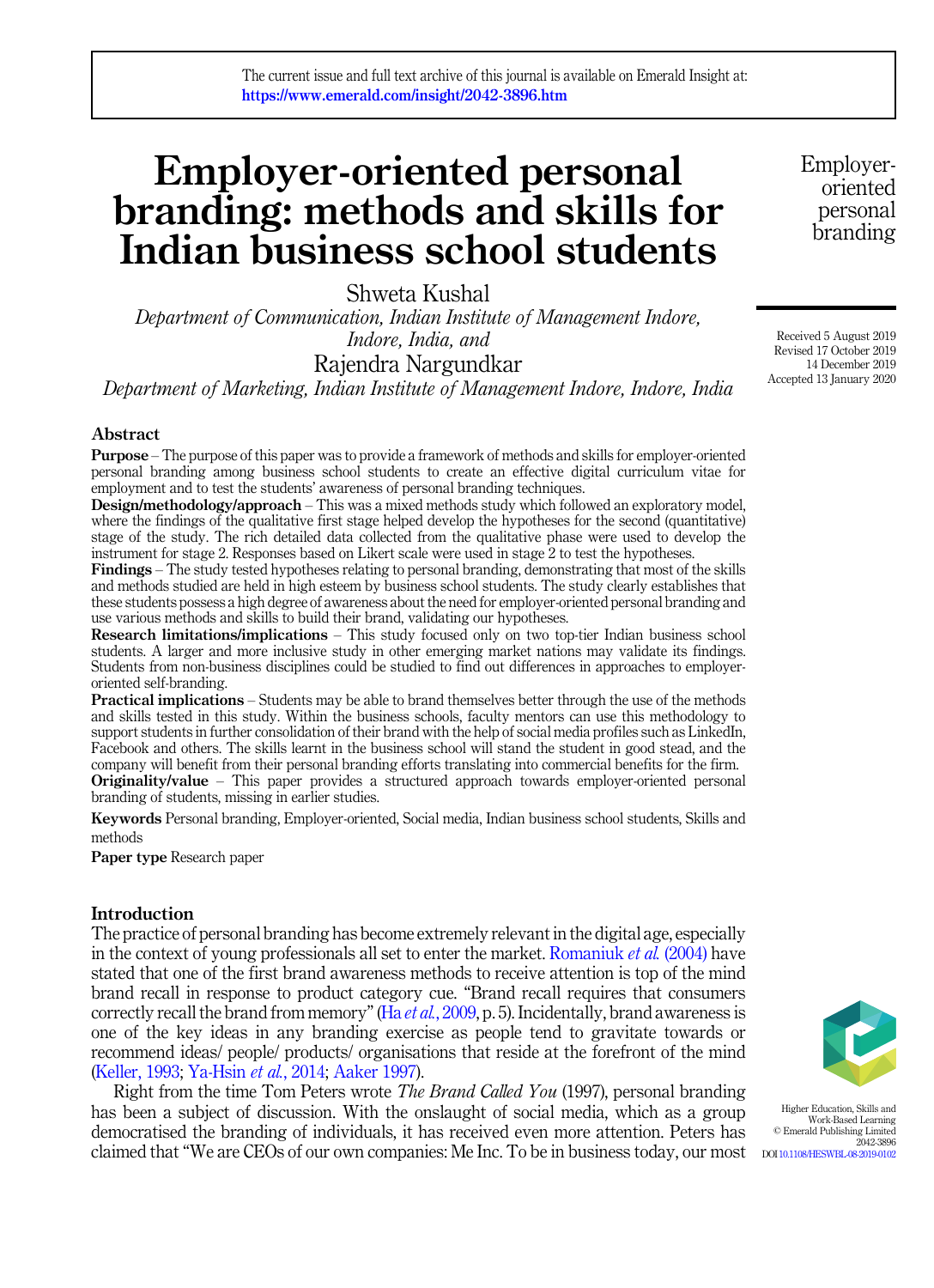The current issue and full text archive of this journal is available on Emerald Insight at:
https://www.emerald.com/insight/2042-3896.htm

# Employer-oriented personal branding: methods and skills for Indian business school students

Shweta Kushal
*Department of Communication, Indian Institute of Management Indore, Indore, India, and*
Rajendra Nargundkar
*Department of Marketing, Indian Institute of Management Indore, Indore, India*

Received 5 August 2019
Revised 17 October 2019
14 December 2019
Accepted 13 January 2020

## Abstract

**Purpose** – The purpose of this paper was to provide a framework of methods and skills for employer-oriented personal branding among business school students to create an effective digital curriculum vitae for employment and to test the students' awareness of personal branding techniques.

**Design/methodology/approach** – This was a mixed methods study which followed an exploratory model, where the findings of the qualitative first stage helped develop the hypotheses for the second (quantitative) stage of the study. The rich detailed data collected from the qualitative phase were used to develop the instrument for stage 2. Responses based on Likert scale were used in stage 2 to test the hypotheses.

**Findings** – The study tested hypotheses relating to personal branding, demonstrating that most of the skills and methods studied are held in high esteem by business school students. The study clearly establishes that these students possess a high degree of awareness about the need for employer-oriented personal branding and use various methods and skills to build their brand, validating our hypotheses.

**Research limitations/implications** – This study focused only on two top-tier Indian business school students. A larger and more inclusive study in other emerging market nations may validate its findings. Students from non-business disciplines could be studied to find out differences in approaches to employer-oriented self-branding.

**Practical implications** – Students may be able to brand themselves better through the use of the methods and skills tested in this study. Within the business schools, faculty mentors can use this methodology to support students in further consolidation of their brand with the help of social media profiles such as LinkedIn, Facebook and others. The skills learnt in the business school will stand the student in good stead, and the company will benefit from their personal branding efforts translating into commercial benefits for the firm.

**Originality/value** – This paper provides a structured approach towards employer-oriented personal branding of students, missing in earlier studies.

**Keywords** Personal branding, Employer-oriented, Social media, Indian business school students, Skills and methods

**Paper type** Research paper

## Introduction

The practice of personal branding has become extremely relevant in the digital age, especially in the context of young professionals all set to enter the market. Romaniuk *et al.* (2004) have stated that one of the first brand awareness methods to receive attention is top of the mind brand recall in response to product category cue. "Brand recall requires that consumers correctly recall the brand from memory" (Ha *et al.*, 2009, p. 5). Incidentally, brand awareness is one of the key ideas in any branding exercise as people tend to gravitate towards or recommend ideas/ people/ products/ organisations that reside at the forefront of the mind (Keller, 1993; Ya-Hsin *et al.*, 2014; Aaker 1997).

Right from the time Tom Peters wrote *The Brand Called You* (1997), personal branding has been a subject of discussion. With the onslaught of social media, which as a group democratised the branding of individuals, it has received even more attention. Peters has claimed that "We are CEOs of our own companies: Me Inc. To be in business today, our most

Higher Education, Skills and Work-Based Learning
© Emerald Publishing Limited
2042-3896
DOI 10.1108/HESWBL-08-2019-0102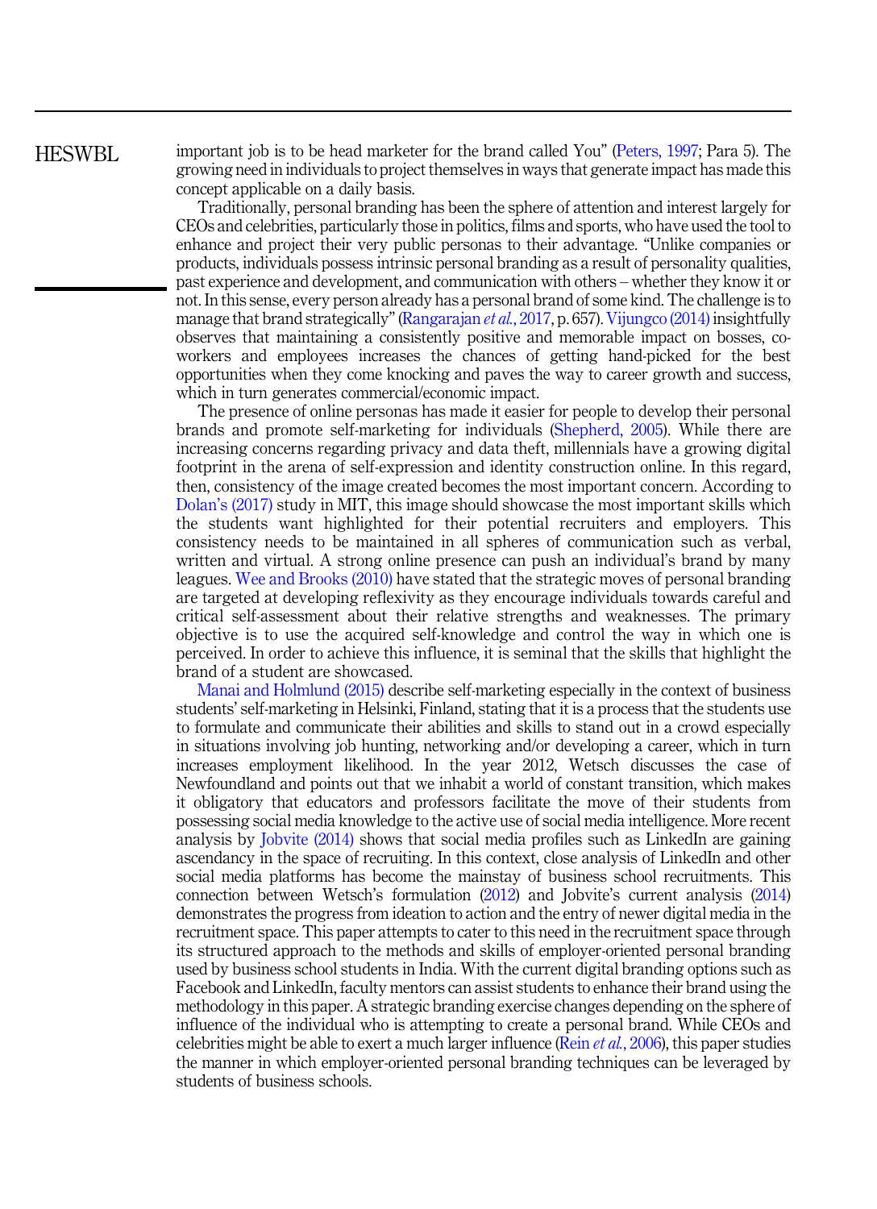important job is to be head marketer for the brand called You" (Peters, 1997; Para 5). The growing need in individuals to project themselves in ways that generate impact has made this concept applicable on a daily basis.

Traditionally, personal branding has been the sphere of attention and interest largely for CEOs and celebrities, particularly those in politics, films and sports, who have used the tool to enhance and project their very public personas to their advantage. "Unlike companies or products, individuals possess intrinsic personal branding as a result of personality qualities, past experience and development, and communication with others – whether they know it or not. In this sense, every person already has a personal brand of some kind. The challenge is to manage that brand strategically" (Rangarajan *et al.*, 2017, p. 657). Vijungco (2014) insightfully observes that maintaining a consistently positive and memorable impact on bosses, co-workers and employees increases the chances of getting hand-picked for the best opportunities when they come knocking and paves the way to career growth and success, which in turn generates commercial/economic impact.

The presence of online personas has made it easier for people to develop their personal brands and promote self-marketing for individuals (Shepherd, 2005). While there are increasing concerns regarding privacy and data theft, millennials have a growing digital footprint in the arena of self-expression and identity construction online. In this regard, then, consistency of the image created becomes the most important concern. According to Dolan's (2017) study in MIT, this image should showcase the most important skills which the students want highlighted for their potential recruiters and employers. This consistency needs to be maintained in all spheres of communication such as verbal, written and virtual. A strong online presence can push an individual's brand by many leagues. Wee and Brooks (2010) have stated that the strategic moves of personal branding are targeted at developing reflexivity as they encourage individuals towards careful and critical self-assessment about their relative strengths and weaknesses. The primary objective is to use the acquired self-knowledge and control the way in which one is perceived. In order to achieve this influence, it is seminal that the skills that highlight the brand of a student are showcased.

Manai and Holmlund (2015) describe self-marketing especially in the context of business students' self-marketing in Helsinki, Finland, stating that it is a process that the students use to formulate and communicate their abilities and skills to stand out in a crowd especially in situations involving job hunting, networking and/or developing a career, which in turn increases employment likelihood. In the year 2012, Wetsch discusses the case of Newfoundland and points out that we inhabit a world of constant transition, which makes it obligatory that educators and professors facilitate the move of their students from possessing social media knowledge to the active use of social media intelligence. More recent analysis by Jobvite (2014) shows that social media profiles such as LinkedIn are gaining ascendancy in the space of recruiting. In this context, close analysis of LinkedIn and other social media platforms has become the mainstay of business school recruitments. This connection between Wetsch's formulation (2012) and Jobvite's current analysis (2014) demonstrates the progress from ideation to action and the entry of newer digital media in the recruitment space. This paper attempts to cater to this need in the recruitment space through its structured approach to the methods and skills of employer-oriented personal branding used by business school students in India. With the current digital branding options such as Facebook and LinkedIn, faculty mentors can assist students to enhance their brand using the methodology in this paper. A strategic branding exercise changes depending on the sphere of influence of the individual who is attempting to create a personal brand. While CEOs and celebrities might be able to exert a much larger influence (Rein *et al.*, 2006), this paper studies the manner in which employer-oriented personal branding techniques can be leveraged by students of business schools.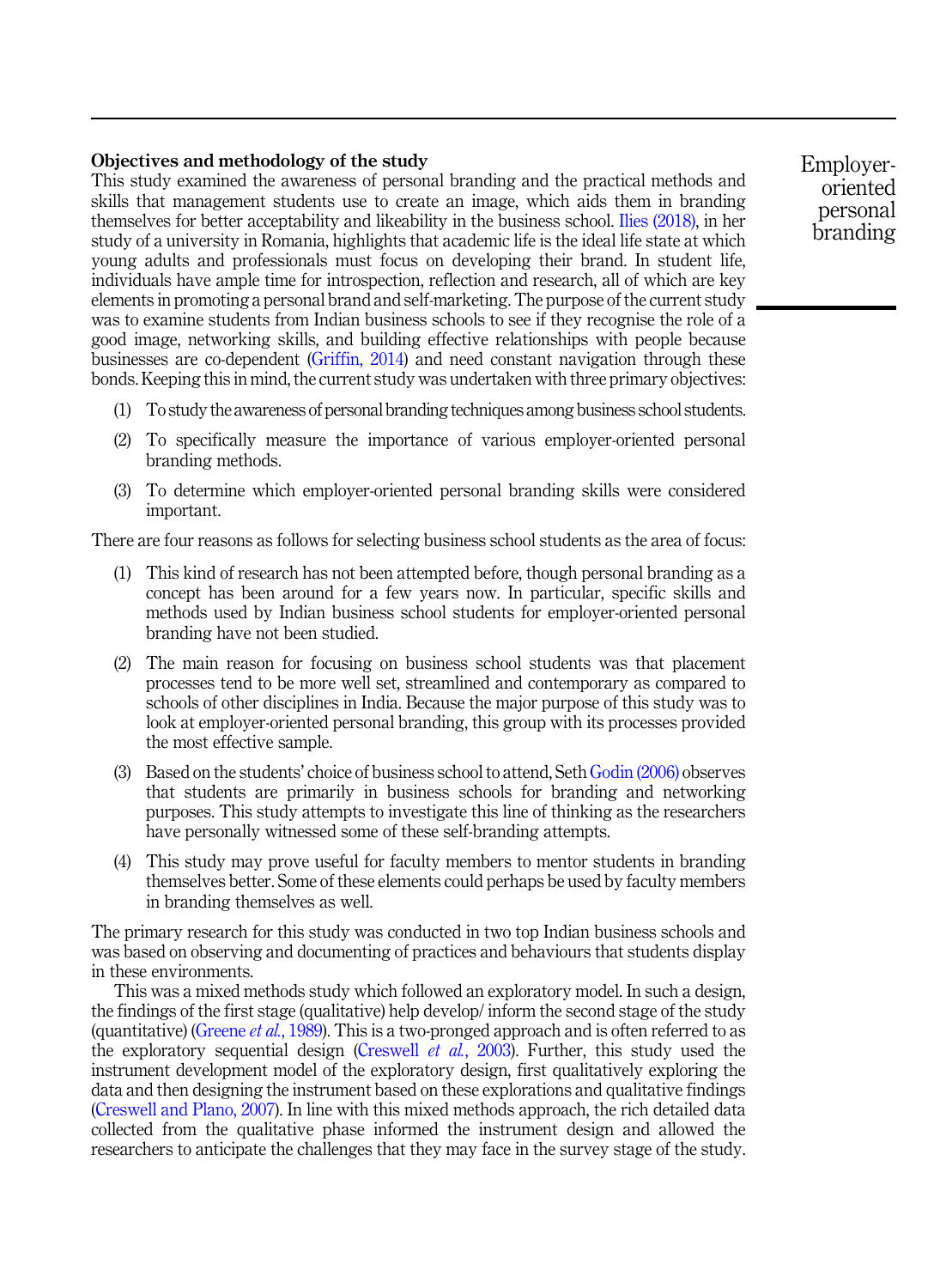## Objectives and methodology of the study

This study examined the awareness of personal branding and the practical methods and skills that management students use to create an image, which aids them in branding themselves for better acceptability and likeability in the business school. Ilies (2018), in her study of a university in Romania, highlights that academic life is the ideal life state at which young adults and professionals must focus on developing their brand. In student life, individuals have ample time for introspection, reflection and research, all of which are key elements in promoting a personal brand and self-marketing. The purpose of the current study was to examine students from Indian business schools to see if they recognise the role of a good image, networking skills, and building effective relationships with people because businesses are co-dependent (Griffin, 2014) and need constant navigation through these bonds. Keeping this in mind, the current study was undertaken with three primary objectives:

1. To study the awareness of personal branding techniques among business school students.
2. To specifically measure the importance of various employer-oriented personal branding methods.
3. To determine which employer-oriented personal branding skills were considered important.

There are four reasons as follows for selecting business school students as the area of focus:

1. This kind of research has not been attempted before, though personal branding as a concept has been around for a few years now. In particular, specific skills and methods used by Indian business school students for employer-oriented personal branding have not been studied.
2. The main reason for focusing on business school students was that placement processes tend to be more well set, streamlined and contemporary as compared to schools of other disciplines in India. Because the major purpose of this study was to look at employer-oriented personal branding, this group with its processes provided the most effective sample.
3. Based on the students' choice of business school to attend, Seth Godin (2006) observes that students are primarily in business schools for branding and networking purposes. This study attempts to investigate this line of thinking as the researchers have personally witnessed some of these self-branding attempts.
4. This study may prove useful for faculty members to mentor students in branding themselves better. Some of these elements could perhaps be used by faculty members in branding themselves as well.

The primary research for this study was conducted in two top Indian business schools and was based on observing and documenting of practices and behaviours that students display in these environments.

This was a mixed methods study which followed an exploratory model. In such a design, the findings of the first stage (qualitative) help develop/ inform the second stage of the study (quantitative) (Greene *et al.*, 1989). This is a two-pronged approach and is often referred to as the exploratory sequential design (Creswell *et al.*, 2003). Further, this study used the instrument development model of the exploratory design, first qualitatively exploring the data and then designing the instrument based on these explorations and qualitative findings (Creswell and Plano, 2007). In line with this mixed methods approach, the rich detailed data collected from the qualitative phase informed the instrument design and allowed the researchers to anticipate the challenges that they may face in the survey stage of the study.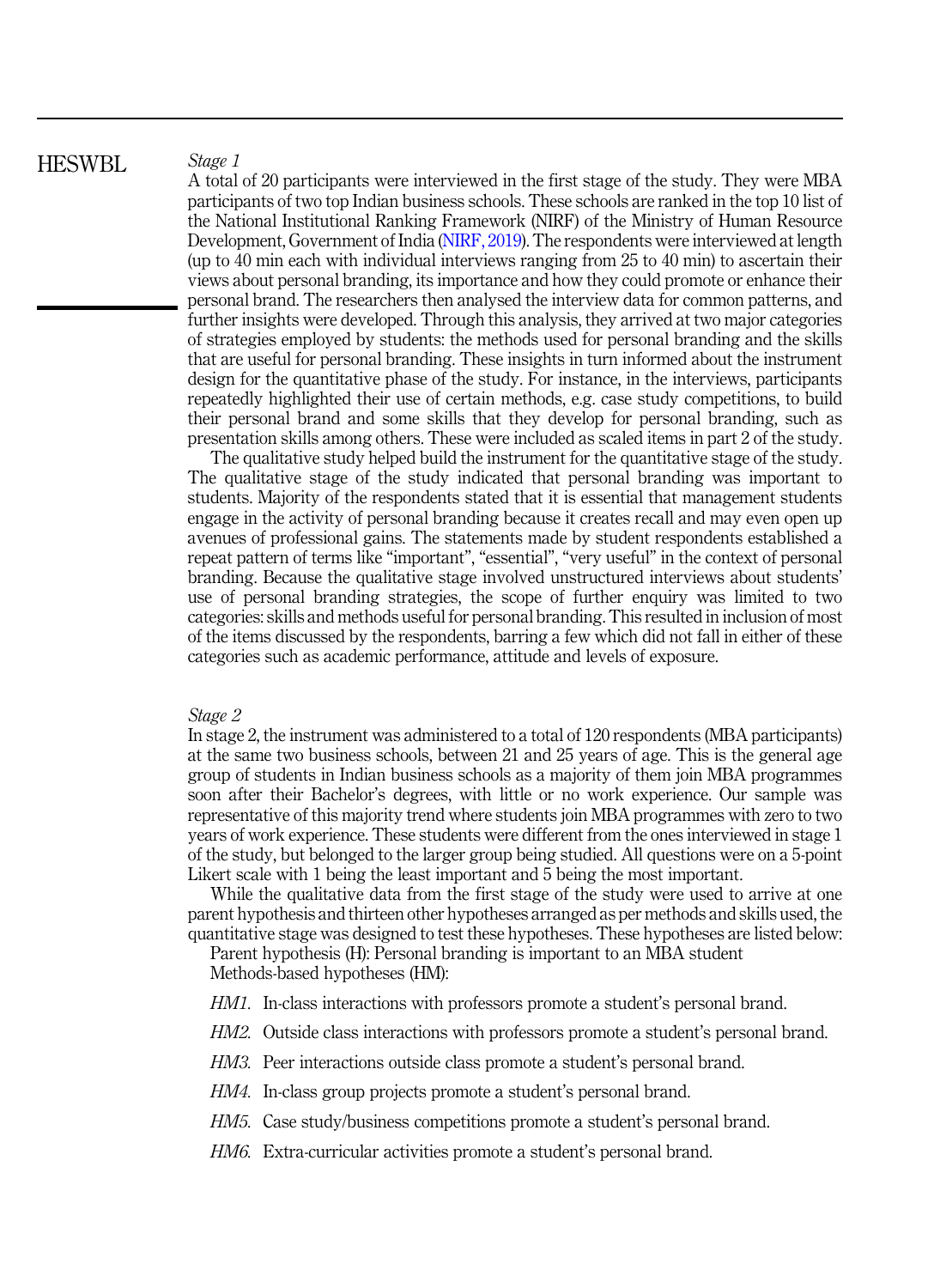*Stage 1*

A total of 20 participants were interviewed in the first stage of the study. They were MBA participants of two top Indian business schools. These schools are ranked in the top 10 list of the National Institutional Ranking Framework (NIRF) of the Ministry of Human Resource Development, Government of India (NIRF, 2019). The respondents were interviewed at length (up to 40 min each with individual interviews ranging from 25 to 40 min) to ascertain their views about personal branding, its importance and how they could promote or enhance their personal brand. The researchers then analysed the interview data for common patterns, and further insights were developed. Through this analysis, they arrived at two major categories of strategies employed by students: the methods used for personal branding and the skills that are useful for personal branding. These insights in turn informed about the instrument design for the quantitative phase of the study. For instance, in the interviews, participants repeatedly highlighted their use of certain methods, e.g. case study competitions, to build their personal brand and some skills that they develop for personal branding, such as presentation skills among others. These were included as scaled items in part 2 of the study.

The qualitative study helped build the instrument for the quantitative stage of the study. The qualitative stage of the study indicated that personal branding was important to students. Majority of the respondents stated that it is essential that management students engage in the activity of personal branding because it creates recall and may even open up avenues of professional gains. The statements made by student respondents established a repeat pattern of terms like "important", "essential", "very useful" in the context of personal branding. Because the qualitative stage involved unstructured interviews about students' use of personal branding strategies, the scope of further enquiry was limited to two categories: skills and methods useful for personal branding. This resulted in inclusion of most of the items discussed by the respondents, barring a few which did not fall in either of these categories such as academic performance, attitude and levels of exposure.

*Stage 2*

In stage 2, the instrument was administered to a total of 120 respondents (MBA participants) at the same two business schools, between 21 and 25 years of age. This is the general age group of students in Indian business schools as a majority of them join MBA programmes soon after their Bachelor's degrees, with little or no work experience. Our sample was representative of this majority trend where students join MBA programmes with zero to two years of work experience. These students were different from the ones interviewed in stage 1 of the study, but belonged to the larger group being studied. All questions were on a 5-point Likert scale with 1 being the least important and 5 being the most important.

While the qualitative data from the first stage of the study were used to arrive at one parent hypothesis and thirteen other hypotheses arranged as per methods and skills used, the quantitative stage was designed to test these hypotheses. These hypotheses are listed below:

Parent hypothesis (H): Personal branding is important to an MBA student

Methods-based hypotheses (HM):

*HM1*. In-class interactions with professors promote a student's personal brand.

*HM2*. Outside class interactions with professors promote a student's personal brand.

*HM3*. Peer interactions outside class promote a student's personal brand.

*HM4*. In-class group projects promote a student's personal brand.

*HM5*. Case study/business competitions promote a student's personal brand.

*HM6*. Extra-curricular activities promote a student's personal brand.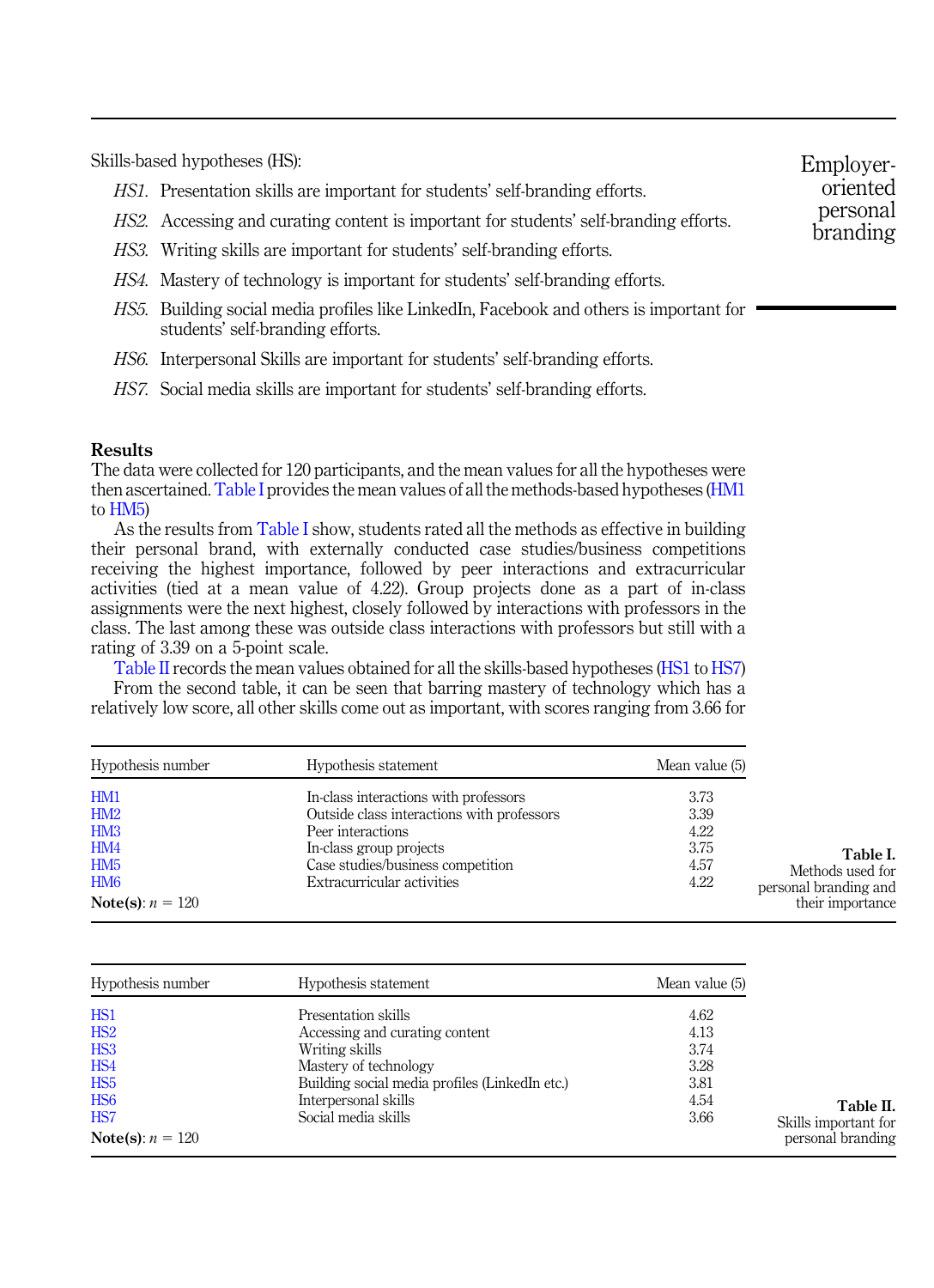Skills-based hypotheses (HS):

*HS1.* Presentation skills are important for students' self-branding efforts.

*HS2.* Accessing and curating content is important for students' self-branding efforts.

*HS3.* Writing skills are important for students' self-branding efforts.

*HS4.* Mastery of technology is important for students' self-branding efforts.

*HS5.* Building social media profiles like LinkedIn, Facebook and others is important for students' self-branding efforts.

*HS6.* Interpersonal Skills are important for students' self-branding efforts.

*HS7.* Social media skills are important for students' self-branding efforts.

## Results

The data were collected for 120 participants, and the mean values for all the hypotheses were then ascertained. Table I provides the mean values of all the methods-based hypotheses (HM1 to HM5)

As the results from Table I show, students rated all the methods as effective in building their personal brand, with externally conducted case studies/business competitions receiving the highest importance, followed by peer interactions and extracurricular activities (tied at a mean value of 4.22). Group projects done as a part of in-class assignments were the next highest, closely followed by interactions with professors in the class. The last among these was outside class interactions with professors but still with a rating of 3.39 on a 5-point scale.

Table II records the mean values obtained for all the skills-based hypotheses (HS1 to HS7)

From the second table, it can be seen that barring mastery of technology which has a relatively low score, all other skills come out as important, with scores ranging from 3.66 for

| Hypothesis number | Hypothesis statement | Mean value (5) |
|---|---|---|
| HM1 | In-class interactions with professors | 3.73 |
| HM2 | Outside class interactions with professors | 3.39 |
| HM3 | Peer interactions | 4.22 |
| HM4 | In-class group projects | 3.75 |
| HM5 | Case studies/business competition | 4.57 |
| HM6 | Extracurricular activities | 4.22 |

**Note(s)**: $n = 120$

**Table I.** Methods used for personal branding and their importance

| Hypothesis number | Hypothesis statement | Mean value (5) |
|---|---|---|
| HS1 | Presentation skills | 4.62 |
| HS2 | Accessing and curating content | 4.13 |
| HS3 | Writing skills | 3.74 |
| HS4 | Mastery of technology | 3.28 |
| HS5 | Building social media profiles (LinkedIn etc.) | 3.81 |
| HS6 | Interpersonal skills | 4.54 |
| HS7 | Social media skills | 3.66 |

**Note(s)**: $n = 120$

**Table II.** Skills important for personal branding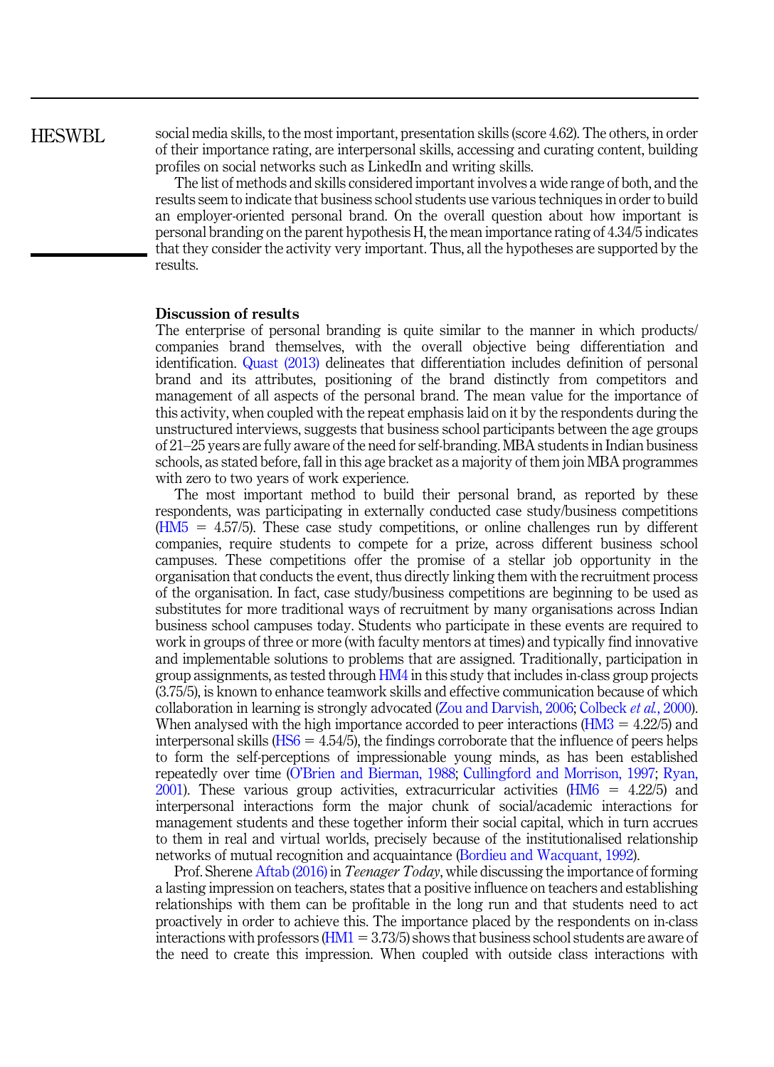social media skills, to the most important, presentation skills (score 4.62). The others, in order of their importance rating, are interpersonal skills, accessing and curating content, building profiles on social networks such as LinkedIn and writing skills.

The list of methods and skills considered important involves a wide range of both, and the results seem to indicate that business school students use various techniques in order to build an employer-oriented personal brand. On the overall question about how important is personal branding on the parent hypothesis H, the mean importance rating of 4.34/5 indicates that they consider the activity very important. Thus, all the hypotheses are supported by the results.

## Discussion of results

The enterprise of personal branding is quite similar to the manner in which products/companies brand themselves, with the overall objective being differentiation and identification. Quast (2013) delineates that differentiation includes definition of personal brand and its attributes, positioning of the brand distinctly from competitors and management of all aspects of the personal brand. The mean value for the importance of this activity, when coupled with the repeat emphasis laid on it by the respondents during the unstructured interviews, suggests that business school participants between the age groups of 21–25 years are fully aware of the need for self-branding. MBA students in Indian business schools, as stated before, fall in this age bracket as a majority of them join MBA programmes with zero to two years of work experience.

The most important method to build their personal brand, as reported by these respondents, was participating in externally conducted case study/business competitions (HM5 = 4.57/5). These case study competitions, or online challenges run by different companies, require students to compete for a prize, across different business school campuses. These competitions offer the promise of a stellar job opportunity in the organisation that conducts the event, thus directly linking them with the recruitment process of the organisation. In fact, case study/business competitions are beginning to be used as substitutes for more traditional ways of recruitment by many organisations across Indian business school campuses today. Students who participate in these events are required to work in groups of three or more (with faculty mentors at times) and typically find innovative and implementable solutions to problems that are assigned. Traditionally, participation in group assignments, as tested through HM4 in this study that includes in-class group projects (3.75/5), is known to enhance teamwork skills and effective communication because of which collaboration in learning is strongly advocated (Zou and Darvish, 2006; Colbeck *et al.*, 2000). When analysed with the high importance accorded to peer interactions (HM3 = 4.22/5) and interpersonal skills (HS6 = 4.54/5), the findings corroborate that the influence of peers helps to form the self-perceptions of impressionable young minds, as has been established repeatedly over time (O'Brien and Bierman, 1988; Cullingford and Morrison, 1997; Ryan, 2001). These various group activities, extracurricular activities (HM6 = 4.22/5) and interpersonal interactions form the major chunk of social/academic interactions for management students and these together inform their social capital, which in turn accrues to them in real and virtual worlds, precisely because of the institutionalised relationship networks of mutual recognition and acquaintance (Bordieu and Wacquant, 1992).

Prof. Sherene Aftab (2016) in *Teenager Today*, while discussing the importance of forming a lasting impression on teachers, states that a positive influence on teachers and establishing relationships with them can be profitable in the long run and that students need to act proactively in order to achieve this. The importance placed by the respondents on in-class interactions with professors (HM1 = 3.73/5) shows that business school students are aware of the need to create this impression. When coupled with outside class interactions with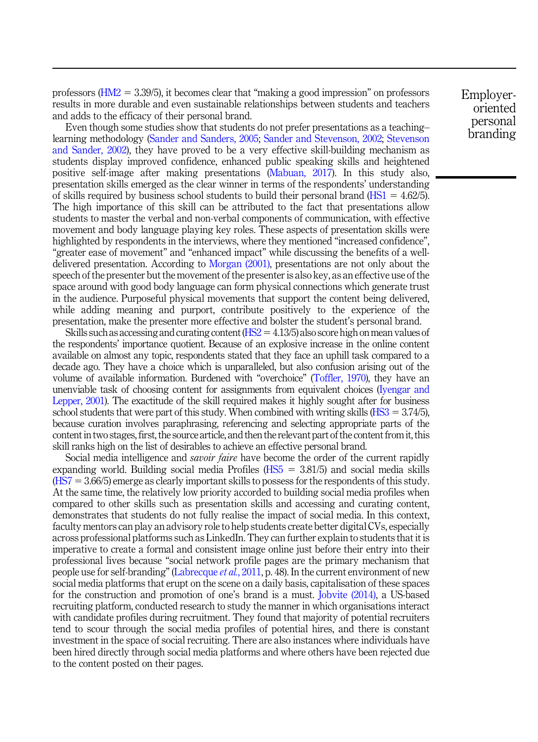professors (HM2 = 3.39/5), it becomes clear that "making a good impression" on professors results in more durable and even sustainable relationships between students and teachers and adds to the efficacy of their personal brand.

Even though some studies show that students do not prefer presentations as a teaching–learning methodology (Sander and Sanders, 2005; Sander and Stevenson, 2002; Stevenson and Sander, 2002), they have proved to be a very effective skill-building mechanism as students display improved confidence, enhanced public speaking skills and heightened positive self-image after making presentations (Mabuan, 2017). In this study also, presentation skills emerged as the clear winner in terms of the respondents' understanding of skills required by business school students to build their personal brand (HS1 = 4.62/5). The high importance of this skill can be attributed to the fact that presentations allow students to master the verbal and non-verbal components of communication, with effective movement and body language playing key roles. These aspects of presentation skills were highlighted by respondents in the interviews, where they mentioned "increased confidence", "greater ease of movement" and "enhanced impact" while discussing the benefits of a well-delivered presentation. According to Morgan (2001), presentations are not only about the speech of the presenter but the movement of the presenter is also key, as an effective use of the space around with good body language can form physical connections which generate trust in the audience. Purposeful physical movements that support the content being delivered, while adding meaning and purport, contribute positively to the experience of the presentation, make the presenter more effective and bolster the student's personal brand.

Skills such as accessing and curating content (HS2 = 4.13/5) also score high on mean values of the respondents' importance quotient. Because of an explosive increase in the online content available on almost any topic, respondents stated that they face an uphill task compared to a decade ago. They have a choice which is unparalleled, but also confusion arising out of the volume of available information. Burdened with "overchoice" (Toffler, 1970), they have an unenviable task of choosing content for assignments from equivalent choices (Iyengar and Lepper, 2001). The exactitude of the skill required makes it highly sought after for business school students that were part of this study. When combined with writing skills (HS3 = 3.74/5), because curation involves paraphrasing, referencing and selecting appropriate parts of the content in two stages, first, the source article, and then the relevant part of the content from it, this skill ranks high on the list of desirables to achieve an effective personal brand.

Social media intelligence and *savoir faire* have become the order of the current rapidly expanding world. Building social media Profiles (HS5 = 3.81/5) and social media skills (HS7 = 3.66/5) emerge as clearly important skills to possess for the respondents of this study. At the same time, the relatively low priority accorded to building social media profiles when compared to other skills such as presentation skills and accessing and curating content, demonstrates that students do not fully realise the impact of social media. In this context, faculty mentors can play an advisory role to help students create better digital CVs, especially across professional platforms such as LinkedIn. They can further explain to students that it is imperative to create a formal and consistent image online just before their entry into their professional lives because "social network profile pages are the primary mechanism that people use for self-branding" (Labrecque *et al.*, 2011, p. 48). In the current environment of new social media platforms that erupt on the scene on a daily basis, capitalisation of these spaces for the construction and promotion of one's brand is a must. Jobvite (2014), a US-based recruiting platform, conducted research to study the manner in which organisations interact with candidate profiles during recruitment. They found that majority of potential recruiters tend to scour through the social media profiles of potential hires, and there is constant investment in the space of social recruiting. There are also instances where individuals have been hired directly through social media platforms and where others have been rejected due to the content posted on their pages.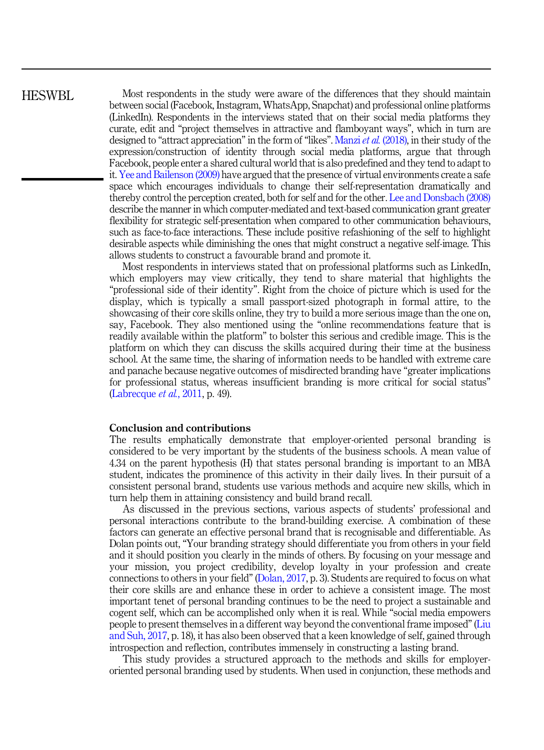Most respondents in the study were aware of the differences that they should maintain between social (Facebook, Instagram, WhatsApp, Snapchat) and professional online platforms (LinkedIn). Respondents in the interviews stated that on their social media platforms they curate, edit and "project themselves in attractive and flamboyant ways", which in turn are designed to "attract appreciation" in the form of "likes". Manzi *et al.* (2018), in their study of the expression/construction of identity through social media platforms, argue that through Facebook, people enter a shared cultural world that is also predefined and they tend to adapt to it. Yee and Bailenson (2009) have argued that the presence of virtual environments create a safe space which encourages individuals to change their self-representation dramatically and thereby control the perception created, both for self and for the other. Lee and Donsbach (2008) describe the manner in which computer-mediated and text-based communication grant greater flexibility for strategic self-presentation when compared to other communication behaviours, such as face-to-face interactions. These include positive refashioning of the self to highlight desirable aspects while diminishing the ones that might construct a negative self-image. This allows students to construct a favourable brand and promote it.

Most respondents in interviews stated that on professional platforms such as LinkedIn, which employers may view critically, they tend to share material that highlights the "professional side of their identity". Right from the choice of picture which is used for the display, which is typically a small passport-sized photograph in formal attire, to the showcasing of their core skills online, they try to build a more serious image than the one on, say, Facebook. They also mentioned using the "online recommendations feature that is readily available within the platform" to bolster this serious and credible image. This is the platform on which they can discuss the skills acquired during their time at the business school. At the same time, the sharing of information needs to be handled with extreme care and panache because negative outcomes of misdirected branding have "greater implications for professional status, whereas insufficient branding is more critical for social status" (Labrecque *et al.*, 2011, p. 49).

## Conclusion and contributions

The results emphatically demonstrate that employer-oriented personal branding is considered to be very important by the students of the business schools. A mean value of 4.34 on the parent hypothesis (H) that states personal branding is important to an MBA student, indicates the prominence of this activity in their daily lives. In their pursuit of a consistent personal brand, students use various methods and acquire new skills, which in turn help them in attaining consistency and build brand recall.

As discussed in the previous sections, various aspects of students' professional and personal interactions contribute to the brand-building exercise. A combination of these factors can generate an effective personal brand that is recognisable and differentiable. As Dolan points out, "Your branding strategy should differentiate you from others in your field and it should position you clearly in the minds of others. By focusing on your message and your mission, you project credibility, develop loyalty in your profession and create connections to others in your field" (Dolan, 2017, p. 3). Students are required to focus on what their core skills are and enhance these in order to achieve a consistent image. The most important tenet of personal branding continues to be the need to project a sustainable and cogent self, which can be accomplished only when it is real. While "social media empowers people to present themselves in a different way beyond the conventional frame imposed" (Liu and Suh, 2017, p. 18), it has also been observed that a keen knowledge of self, gained through introspection and reflection, contributes immensely in constructing a lasting brand.

This study provides a structured approach to the methods and skills for employer-oriented personal branding used by students. When used in conjunction, these methods and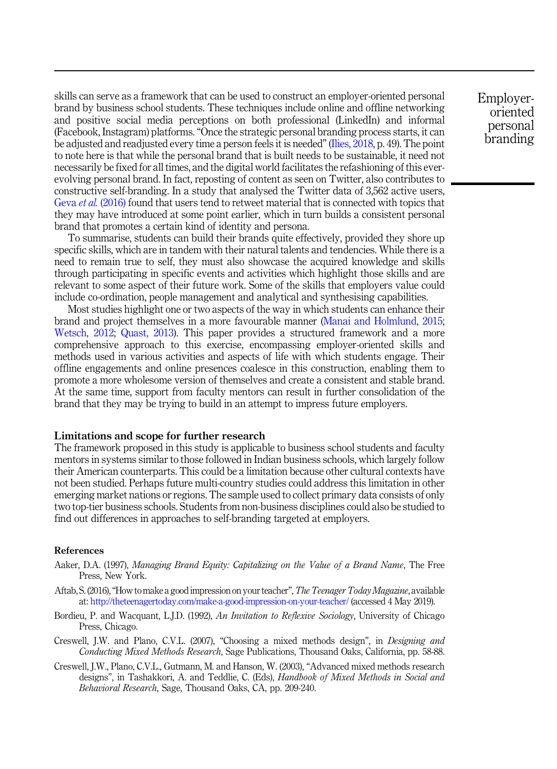skills can serve as a framework that can be used to construct an employer-oriented personal brand by business school students. These techniques include online and offline networking and positive social media perceptions on both professional (LinkedIn) and informal (Facebook, Instagram) platforms. "Once the strategic personal branding process starts, it can be adjusted and readjusted every time a person feels it is needed" (Ilies, 2018, p. 49). The point to note here is that while the personal brand that is built needs to be sustainable, it need not necessarily be fixed for all times, and the digital world facilitates the refashioning of this ever-evolving personal brand. In fact, reposting of content as seen on Twitter, also contributes to constructive self-branding. In a study that analysed the Twitter data of 3,562 active users, Geva *et al.* (2016) found that users tend to retweet material that is connected with topics that they may have introduced at some point earlier, which in turn builds a consistent personal brand that promotes a certain kind of identity and persona.

To summarise, students can build their brands quite effectively, provided they shore up specific skills, which are in tandem with their natural talents and tendencies. While there is a need to remain true to self, they must also showcase the acquired knowledge and skills through participating in specific events and activities which highlight those skills and are relevant to some aspect of their future work. Some of the skills that employers value could include co-ordination, people management and analytical and synthesising capabilities.

Most studies highlight one or two aspects of the way in which students can enhance their brand and project themselves in a more favourable manner (Manai and Holmlund, 2015; Wetsch, 2012; Quast, 2013). This paper provides a structured framework and a more comprehensive approach to this exercise, encompassing employer-oriented skills and methods used in various activities and aspects of life with which students engage. Their offline engagements and online presences coalesce in this construction, enabling them to promote a more wholesome version of themselves and create a consistent and stable brand. At the same time, support from faculty mentors can result in further consolidation of the brand that they may be trying to build in an attempt to impress future employers.

## Limitations and scope for further research

The framework proposed in this study is applicable to business school students and faculty mentors in systems similar to those followed in Indian business schools, which largely follow their American counterparts. This could be a limitation because other cultural contexts have not been studied. Perhaps future multi-country studies could address this limitation in other emerging market nations or regions. The sample used to collect primary data consists of only two top-tier business schools. Students from non-business disciplines could also be studied to find out differences in approaches to self-branding targeted at employers.

## References

Aaker, D.A. (1997), *Managing Brand Equity: Capitalizing on the Value of a Brand Name*, The Free Press, New York.

Aftab, S. (2016), "How to make a good impression on your teacher", *The Teenager Today Magazine*, available at: http://theteenagertoday.com/make-a-good-impression-on-your-teacher/ (accessed 4 May 2019).

Bordieu, P. and Wacquant, L.J.D. (1992), *An Invitation to Reflexive Sociology*, University of Chicago Press, Chicago.

Creswell, J.W. and Plano, C.V.L. (2007), "Choosing a mixed methods design", in *Designing and Conducting Mixed Methods Research*, Sage Publications, Thousand Oaks, California, pp. 58-88.

Creswell, J.W., Plano, C.V.L., Gutmann, M. and Hanson, W. (2003), "Advanced mixed methods research designs", in Tashakkori, A. and Teddlie, C. (Eds), *Handbook of Mixed Methods in Social and Behavioral Research*, Sage, Thousand Oaks, CA, pp. 209-240.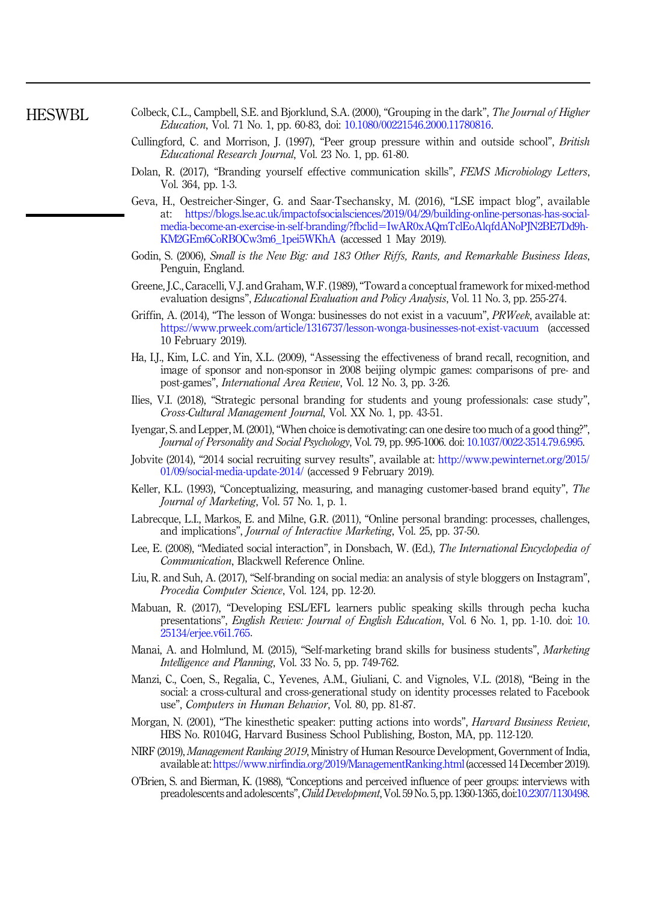Colbeck, C.L., Campbell, S.E. and Bjorklund, S.A. (2000), "Grouping in the dark", *The Journal of Higher Education*, Vol. 71 No. 1, pp. 60-83, doi: 10.1080/00221546.2000.11780816.

Cullingford, C. and Morrison, J. (1997), "Peer group pressure within and outside school", *British Educational Research Journal*, Vol. 23 No. 1, pp. 61-80.

Dolan, R. (2017), "Branding yourself effective communication skills", *FEMS Microbiology Letters*, Vol. 364, pp. 1-3.

Geva, H., Oestreicher-Singer, G. and Saar-Tsechansky, M. (2016), "LSE impact blog", available at: https://blogs.lse.ac.uk/impactofsocialsciences/2019/04/29/building-online-personas-has-social-media-become-an-exercise-in-self-branding/?fbclid=IwAR0xAQmTclEoAlqfdANoPJN2BE7Dd9h-KM2GEm6CoRBOCw3m6_1pei5WKhA (accessed 1 May 2019).

Godin, S. (2006), *Small is the New Big: and 183 Other Riffs, Rants, and Remarkable Business Ideas*, Penguin, England.

Greene, J.C., Caracelli, V.J. and Graham, W.F. (1989), "Toward a conceptual framework for mixed-method evaluation designs", *Educational Evaluation and Policy Analysis*, Vol. 11 No. 3, pp. 255-274.

Griffin, A. (2014), "The lesson of Wonga: businesses do not exist in a vacuum", *PRWeek*, available at: https://www.prweek.com/article/1316737/lesson-wonga-businesses-not-exist-vacuum (accessed 10 February 2019).

Ha, I.J., Kim, L.C. and Yin, X.L. (2009), "Assessing the effectiveness of brand recall, recognition, and image of sponsor and non-sponsor in 2008 beijing olympic games: comparisons of pre- and post-games", *International Area Review*, Vol. 12 No. 3, pp. 3-26.

Ilies, V.I. (2018), "Strategic personal branding for students and young professionals: case study", *Cross-Cultural Management Journal*, Vol. XX No. 1, pp. 43-51.

Iyengar, S. and Lepper, M. (2001), "When choice is demotivating: can one desire too much of a good thing?", *Journal of Personality and Social Psychology*, Vol. 79, pp. 995-1006. doi: 10.1037/0022-3514.79.6.995.

Jobvite (2014), "2014 social recruiting survey results", available at: http://www.pewinternet.org/2015/01/09/social-media-update-2014/ (accessed 9 February 2019).

Keller, K.L. (1993), "Conceptualizing, measuring, and managing customer-based brand equity", *The Journal of Marketing*, Vol. 57 No. 1, p. 1.

Labrecque, L.I., Markos, E. and Milne, G.R. (2011), "Online personal branding: processes, challenges, and implications", *Journal of Interactive Marketing*, Vol. 25, pp. 37-50.

Lee, E. (2008), "Mediated social interaction", in Donsbach, W. (Ed.), *The International Encyclopedia of Communication*, Blackwell Reference Online.

Liu, R. and Suh, A. (2017), "Self-branding on social media: an analysis of style bloggers on Instagram", *Procedia Computer Science*, Vol. 124, pp. 12-20.

Mabuan, R. (2017), "Developing ESL/EFL learners public speaking skills through pecha kucha presentations", *English Review: Journal of English Education*, Vol. 6 No. 1, pp. 1-10. doi: 10.25134/erjee.v6i1.765.

Manai, A. and Holmlund, M. (2015), "Self-marketing brand skills for business students", *Marketing Intelligence and Planning*, Vol. 33 No. 5, pp. 749-762.

Manzi, C., Coen, S., Regalia, C., Yevenes, A.M., Giuliani, C. and Vignoles, V.L. (2018), "Being in the social: a cross-cultural and cross-generational study on identity processes related to Facebook use", *Computers in Human Behavior*, Vol. 80, pp. 81-87.

Morgan, N. (2001), "The kinesthetic speaker: putting actions into words", *Harvard Business Review*, HBS No. R0104G, Harvard Business School Publishing, Boston, MA, pp. 112-120.

NIRF (2019), *Management Ranking 2019*, Ministry of Human Resource Development, Government of India, available at: https://www.nirfindia.org/2019/ManagementRanking.html (accessed 14 December 2019).

O'Brien, S. and Bierman, K. (1988), "Conceptions and perceived influence of peer groups: interviews with preadolescents and adolescents", *Child Development*, Vol. 59 No. 5, pp. 1360-1365, doi:10.2307/1130498.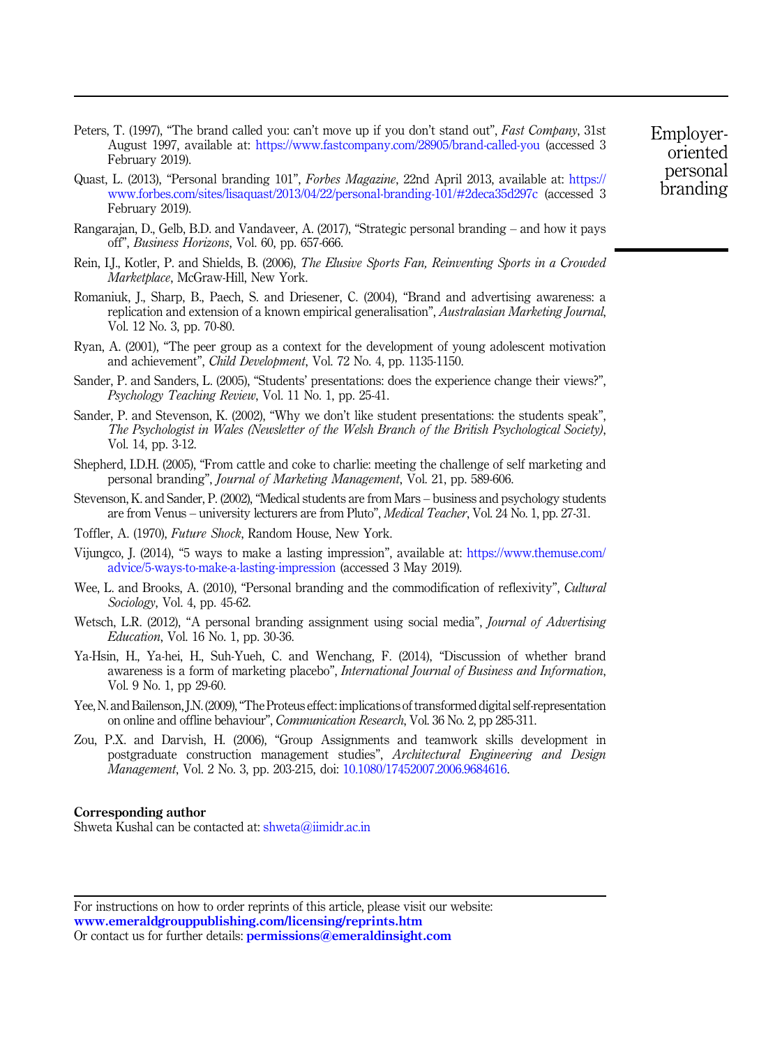Peters, T. (1997), "The brand called you: can't move up if you don't stand out", *Fast Company*, 31st August 1997, available at: https://www.fastcompany.com/28905/brand-called-you (accessed 3 February 2019).

Quast, L. (2013), "Personal branding 101", *Forbes Magazine*, 22nd April 2013, available at: https://www.forbes.com/sites/lisaquast/2013/04/22/personal-branding-101/#2deca35d297c (accessed 3 February 2019).

Rangarajan, D., Gelb, B.D. and Vandaveer, A. (2017), "Strategic personal branding – and how it pays off", *Business Horizons*, Vol. 60, pp. 657-666.

Rein, I.J., Kotler, P. and Shields, B. (2006), *The Elusive Sports Fan, Reinventing Sports in a Crowded Marketplace*, McGraw-Hill, New York.

Romaniuk, J., Sharp, B., Paech, S. and Driesener, C. (2004), "Brand and advertising awareness: a replication and extension of a known empirical generalisation", *Australasian Marketing Journal*, Vol. 12 No. 3, pp. 70-80.

Ryan, A. (2001), "The peer group as a context for the development of young adolescent motivation and achievement", *Child Development*, Vol. 72 No. 4, pp. 1135-1150.

Sander, P. and Sanders, L. (2005), "Students' presentations: does the experience change their views?", *Psychology Teaching Review*, Vol. 11 No. 1, pp. 25-41.

Sander, P. and Stevenson, K. (2002), "Why we don't like student presentations: the students speak", *The Psychologist in Wales (Newsletter of the Welsh Branch of the British Psychological Society)*, Vol. 14, pp. 3-12.

Shepherd, I.D.H. (2005), "From cattle and coke to charlie: meeting the challenge of self marketing and personal branding", *Journal of Marketing Management*, Vol. 21, pp. 589-606.

Stevenson, K. and Sander, P. (2002), "Medical students are from Mars – business and psychology students are from Venus – university lecturers are from Pluto", *Medical Teacher*, Vol. 24 No. 1, pp. 27-31.

Toffler, A. (1970), *Future Shock*, Random House, New York.

Vijungco, J. (2014), "5 ways to make a lasting impression", available at: https://www.themuse.com/advice/5-ways-to-make-a-lasting-impression (accessed 3 May 2019).

Wee, L. and Brooks, A. (2010), "Personal branding and the commodification of reflexivity", *Cultural Sociology*, Vol. 4, pp. 45-62.

Wetsch, L.R. (2012), "A personal branding assignment using social media", *Journal of Advertising Education*, Vol. 16 No. 1, pp. 30-36.

Ya-Hsin, H., Ya-hei, H., Suh-Yueh, C. and Wenchang, F. (2014), "Discussion of whether brand awareness is a form of marketing placebo", *International Journal of Business and Information*, Vol. 9 No. 1, pp 29-60.

Yee, N. and Bailenson, J.N. (2009), "The Proteus effect: implications of transformed digital self-representation on online and offline behaviour", *Communication Research*, Vol. 36 No. 2, pp 285-311.

Zou, P.X. and Darvish, H. (2006), "Group Assignments and teamwork skills development in postgraduate construction management studies", *Architectural Engineering and Design Management*, Vol. 2 No. 3, pp. 203-215, doi: 10.1080/17452007.2006.9684616.

**Corresponding author**
Shweta Kushal can be contacted at: shweta@iimidr.ac.in

For instructions on how to order reprints of this article, please visit our website:
**www.emeraldgrouppublishing.com/licensing/reprints.htm**
Or contact us for further details: **permissions@emeraldinsight.com**